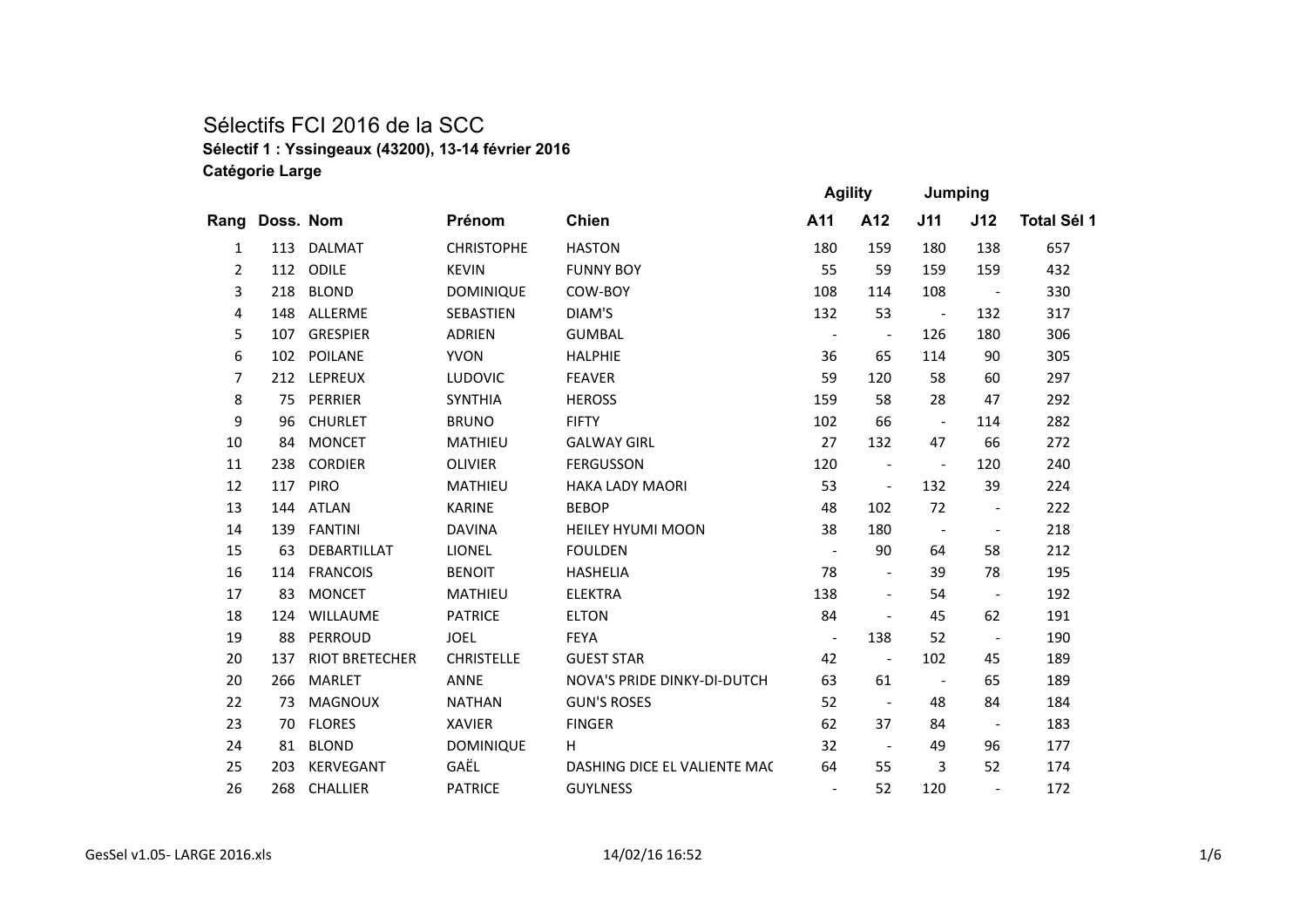# Sélectifs FCI 2016 de la SCC

**Sélectif 1 : Yssingeaux (43200), 13-14 février 2016**

**Catégorie Large**

| Rang | Doss. | Nom | Prénom | Chien | Agility | | Jumping | | |
|---|---|---|---|---|---|---|---|---|---|
| | | | | | A11 | A12 | J11 | J12 | Total Sél 1 |
| 1 | 113 | DALMAT | CHRISTOPHE | HASTON | 180 | 159 | 180 | 138 | 657 |
| 2 | 112 | ODILE | KEVIN | FUNNY BOY | 55 | 59 | 159 | 159 | 432 |
| 3 | 218 | BLOND | DOMINIQUE | COW-BOY | 108 | 114 | 108 | - | 330 |
| 4 | 148 | ALLERME | SEBASTIEN | DIAM'S | 132 | 53 | - | 132 | 317 |
| 5 | 107 | GRESPIER | ADRIEN | GUMBAL | - | - | 126 | 180 | 306 |
| 6 | 102 | POILANE | YVON | HALPHIE | 36 | 65 | 114 | 90 | 305 |
| 7 | 212 | LEPREUX | LUDOVIC | FEAVER | 59 | 120 | 58 | 60 | 297 |
| 8 | 75 | PERRIER | SYNTHIA | HEROSS | 159 | 58 | 28 | 47 | 292 |
| 9 | 96 | CHURLET | BRUNO | FIFTY | 102 | 66 | - | 114 | 282 |
| 10 | 84 | MONCET | MATHIEU | GALWAY GIRL | 27 | 132 | 47 | 66 | 272 |
| 11 | 238 | CORDIER | OLIVIER | FERGUSSON | 120 | - | - | 120 | 240 |
| 12 | 117 | PIRO | MATHIEU | HAKA LADY MAORI | 53 | - | 132 | 39 | 224 |
| 13 | 144 | ATLAN | KARINE | BEBOP | 48 | 102 | 72 | - | 222 |
| 14 | 139 | FANTINI | DAVINA | HEILEY HYUMI MOON | 38 | 180 | - | - | 218 |
| 15 | 63 | DEBARTILLAT | LIONEL | FOULDEN | - | 90 | 64 | 58 | 212 |
| 16 | 114 | FRANCOIS | BENOIT | HASHELIA | 78 | - | 39 | 78 | 195 |
| 17 | 83 | MONCET | MATHIEU | ELEKTRA | 138 | - | 54 | - | 192 |
| 18 | 124 | WILLAUME | PATRICE | ELTON | 84 | - | 45 | 62 | 191 |
| 19 | 88 | PERROUD | JOEL | FEYA | - | 138 | 52 | - | 190 |
| 20 | 137 | RIOT BRETECHER | CHRISTELLE | GUEST STAR | 42 | - | 102 | 45 | 189 |
| 20 | 266 | MARLET | ANNE | NOVA'S PRIDE DINKY-DI-DUTCH | 63 | 61 | - | 65 | 189 |
| 22 | 73 | MAGNOUX | NATHAN | GUN'S ROSES | 52 | - | 48 | 84 | 184 |
| 23 | 70 | FLORES | XAVIER | FINGER | 62 | 37 | 84 | - | 183 |
| 24 | 81 | BLOND | DOMINIQUE | H | 32 | - | 49 | 96 | 177 |
| 25 | 203 | KERVEGANT | GAËL | DASHING DICE EL VALIENTE MA( | 64 | 55 | 3 | 52 | 174 |
| 26 | 268 | CHALLIER | PATRICE | GUYLNESS | - | 52 | 120 | - | 172 |

GesSel v1.05- LARGE 2016.xls 14/02/16 16:52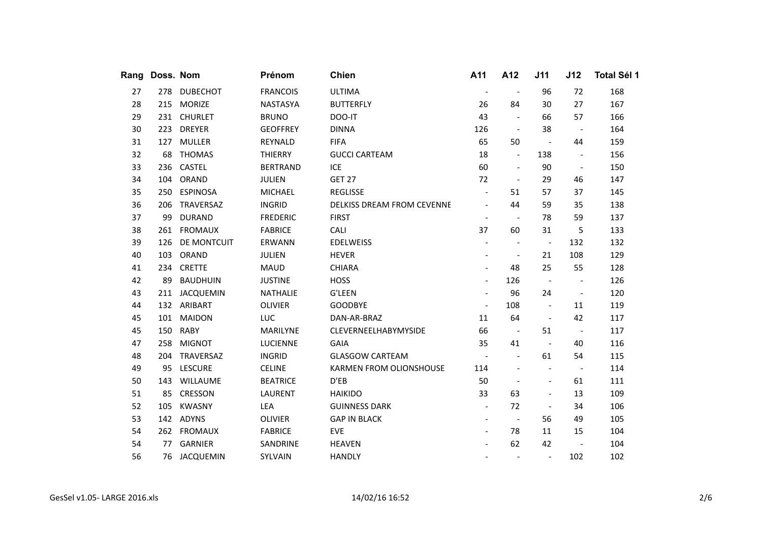| Rang | Doss. | Nom | Prénom | Chien | A11 | A12 | J11 | J12 | Total Sél 1 |
|---|---|---|---|---|---|---|---|---|---|
| 27 | 278 | DUBECHOT | FRANCOIS | ULTIMA | - | - | 96 | 72 | 168 |
| 28 | 215 | MORIZE | NASTASYA | BUTTERFLY | 26 | 84 | 30 | 27 | 167 |
| 29 | 231 | CHURLET | BRUNO | DOO-IT | 43 | - | 66 | 57 | 166 |
| 30 | 223 | DREYER | GEOFFREY | DINNA | 126 | - | 38 | - | 164 |
| 31 | 127 | MULLER | REYNALD | FIFA | 65 | 50 | - | 44 | 159 |
| 32 | 68 | THOMAS | THIERRY | GUCCI CARTEAM | 18 | - | 138 | - | 156 |
| 33 | 236 | CASTEL | BERTRAND | ICE | 60 | - | 90 | - | 150 |
| 34 | 104 | ORAND | JULIEN | GET 27 | 72 | - | 29 | 46 | 147 |
| 35 | 250 | ESPINOSA | MICHAEL | REGLISSE | - | 51 | 57 | 37 | 145 |
| 36 | 206 | TRAVERSAZ | INGRID | DELKISS DREAM FROM CEVENNE | - | 44 | 59 | 35 | 138 |
| 37 | 99 | DURAND | FREDERIC | FIRST | - | - | 78 | 59 | 137 |
| 38 | 261 | FROMAUX | FABRICE | CALI | 37 | 60 | 31 | 5 | 133 |
| 39 | 126 | DE MONTCUIT | ERWANN | EDELWEISS | - | - | - | 132 | 132 |
| 40 | 103 | ORAND | JULIEN | HEVER | - | - | 21 | 108 | 129 |
| 41 | 234 | CRETTE | MAUD | CHIARA | - | 48 | 25 | 55 | 128 |
| 42 | 89 | BAUDHUIN | JUSTINE | HOSS | - | 126 | - | - | 126 |
| 43 | 211 | JACQUEMIN | NATHALIE | G'LEEN | - | 96 | 24 | - | 120 |
| 44 | 132 | ARIBART | OLIVIER | GOODBYE | - | 108 | - | 11 | 119 |
| 45 | 101 | MAIDON | LUC | DAN-AR-BRAZ | 11 | 64 | - | 42 | 117 |
| 45 | 150 | RABY | MARILYNE | CLEVERNEELHABYMYSIDE | 66 | - | 51 | - | 117 |
| 47 | 258 | MIGNOT | LUCIENNE | GAIA | 35 | 41 | - | 40 | 116 |
| 48 | 204 | TRAVERSAZ | INGRID | GLASGOW CARTEAM | - | - | 61 | 54 | 115 |
| 49 | 95 | LESCURE | CELINE | KARMEN FROM OLIONSHOUSE | 114 | - | - | - | 114 |
| 50 | 143 | WILLAUME | BEATRICE | D'EB | 50 | - | - | 61 | 111 |
| 51 | 85 | CRESSON | LAURENT | HAIKIDO | 33 | 63 | - | 13 | 109 |
| 52 | 105 | KWASNY | LEA | GUINNESS DARK | - | 72 | - | 34 | 106 |
| 53 | 142 | ADYNS | OLIVIER | GAP IN BLACK | - | - | 56 | 49 | 105 |
| 54 | 262 | FROMAUX | FABRICE | EVE | - | 78 | 11 | 15 | 104 |
| 54 | 77 | GARNIER | SANDRINE | HEAVEN | - | 62 | 42 | - | 104 |
| 56 | 76 | JACQUEMIN | SYLVAIN | HANDLY | - | - | - | 102 | 102 |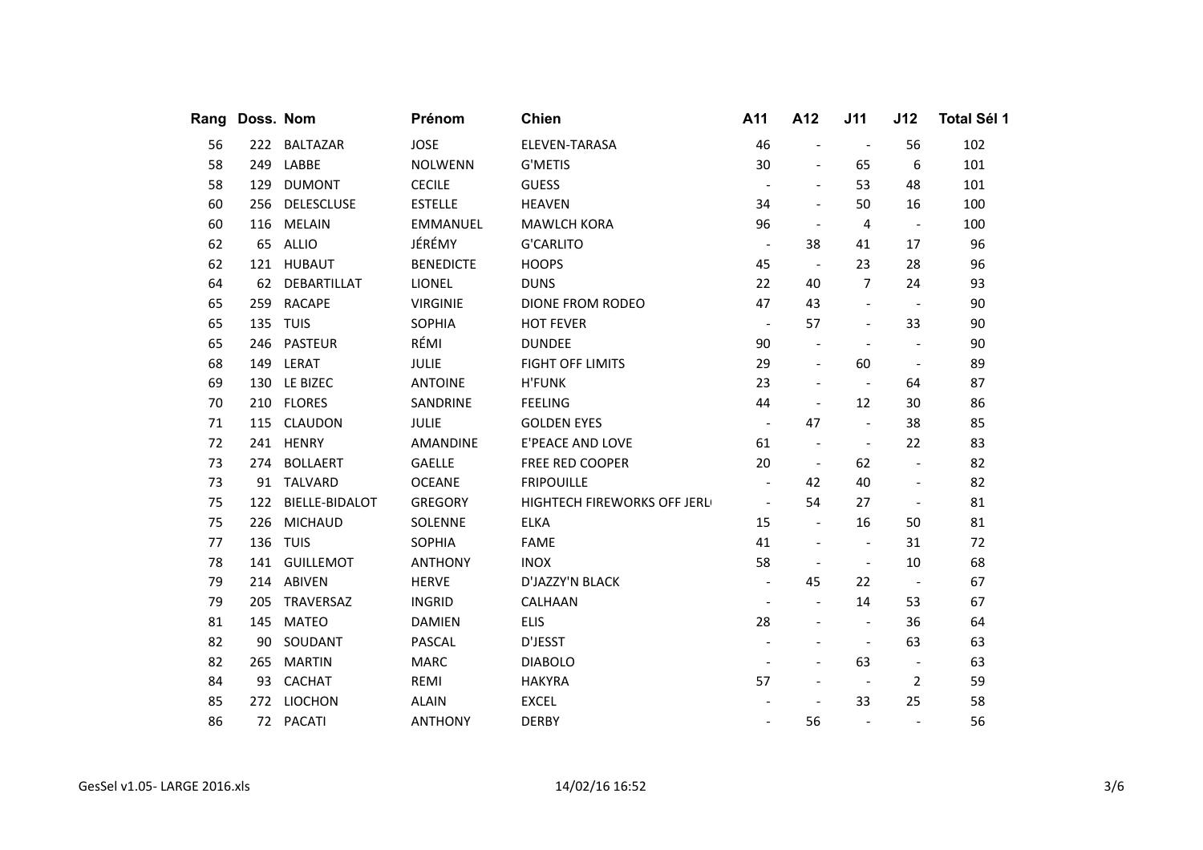| Rang | Doss. | Nom | Prénom | Chien | A11 | A12 | J11 | J12 | Total Sél 1 |
|---|---|---|---|---|---|---|---|---|---|
| 56 | 222 | BALTAZAR | JOSE | ELEVEN-TARASA | 46 | - | - | 56 | 102 |
| 58 | 249 | LABBE | NOLWENN | G'METIS | 30 | - | 65 | 6 | 101 |
| 58 | 129 | DUMONT | CECILE | GUESS | - | - | 53 | 48 | 101 |
| 60 | 256 | DELESCLUSE | ESTELLE | HEAVEN | 34 | - | 50 | 16 | 100 |
| 60 | 116 | MELAIN | EMMANUEL | MAWLCH KORA | 96 | - | 4 | - | 100 |
| 62 | 65 | ALLIO | JÉRÉMY | G'CARLITO | - | 38 | 41 | 17 | 96 |
| 62 | 121 | HUBAUT | BENEDICTE | HOOPS | 45 | - | 23 | 28 | 96 |
| 64 | 62 | DEBARTILLAT | LIONEL | DUNS | 22 | 40 | 7 | 24 | 93 |
| 65 | 259 | RACAPE | VIRGINIE | DIONE FROM RODEO | 47 | 43 | - | - | 90 |
| 65 | 135 | TUIS | SOPHIA | HOT FEVER | - | 57 | - | 33 | 90 |
| 65 | 246 | PASTEUR | RÉMI | DUNDEE | 90 | - | - | - | 90 |
| 68 | 149 | LERAT | JULIE | FIGHT OFF LIMITS | 29 | - | 60 | - | 89 |
| 69 | 130 | LE BIZEC | ANTOINE | H'FUNK | 23 | - | - | 64 | 87 |
| 70 | 210 | FLORES | SANDRINE | FEELING | 44 | - | 12 | 30 | 86 |
| 71 | 115 | CLAUDON | JULIE | GOLDEN EYES | - | 47 | - | 38 | 85 |
| 72 | 241 | HENRY | AMANDINE | E'PEACE AND LOVE | 61 | - | - | 22 | 83 |
| 73 | 274 | BOLLAERT | GAELLE | FREE RED COOPER | 20 | - | 62 | - | 82 |
| 73 | 91 | TALVARD | OCEANE | FRIPOUILLE | - | 42 | 40 | - | 82 |
| 75 | 122 | BIELLE-BIDALOT | GREGORY | HIGHTECH FIREWORKS OFF JERL | - | 54 | 27 | - | 81 |
| 75 | 226 | MICHAUD | SOLENNE | ELKA | 15 | - | 16 | 50 | 81 |
| 77 | 136 | TUIS | SOPHIA | FAME | 41 | - | - | 31 | 72 |
| 78 | 141 | GUILLEMOT | ANTHONY | INOX | 58 | - | - | 10 | 68 |
| 79 | 214 | ABIVEN | HERVE | D'JAZZY'N BLACK | - | 45 | 22 | - | 67 |
| 79 | 205 | TRAVERSAZ | INGRID | CALHAAN | - | - | 14 | 53 | 67 |
| 81 | 145 | MATEO | DAMIEN | ELIS | 28 | - | - | 36 | 64 |
| 82 | 90 | SOUDANT | PASCAL | D'JESST | - | - | - | 63 | 63 |
| 82 | 265 | MARTIN | MARC | DIABOLO | - | - | 63 | - | 63 |
| 84 | 93 | CACHAT | REMI | HAKYRA | 57 | - | - | 2 | 59 |
| 85 | 272 | LIOCHON | ALAIN | EXCEL | - | - | 33 | 25 | 58 |
| 86 | 72 | PACATI | ANTHONY | DERBY | - | 56 | - | - | 56 |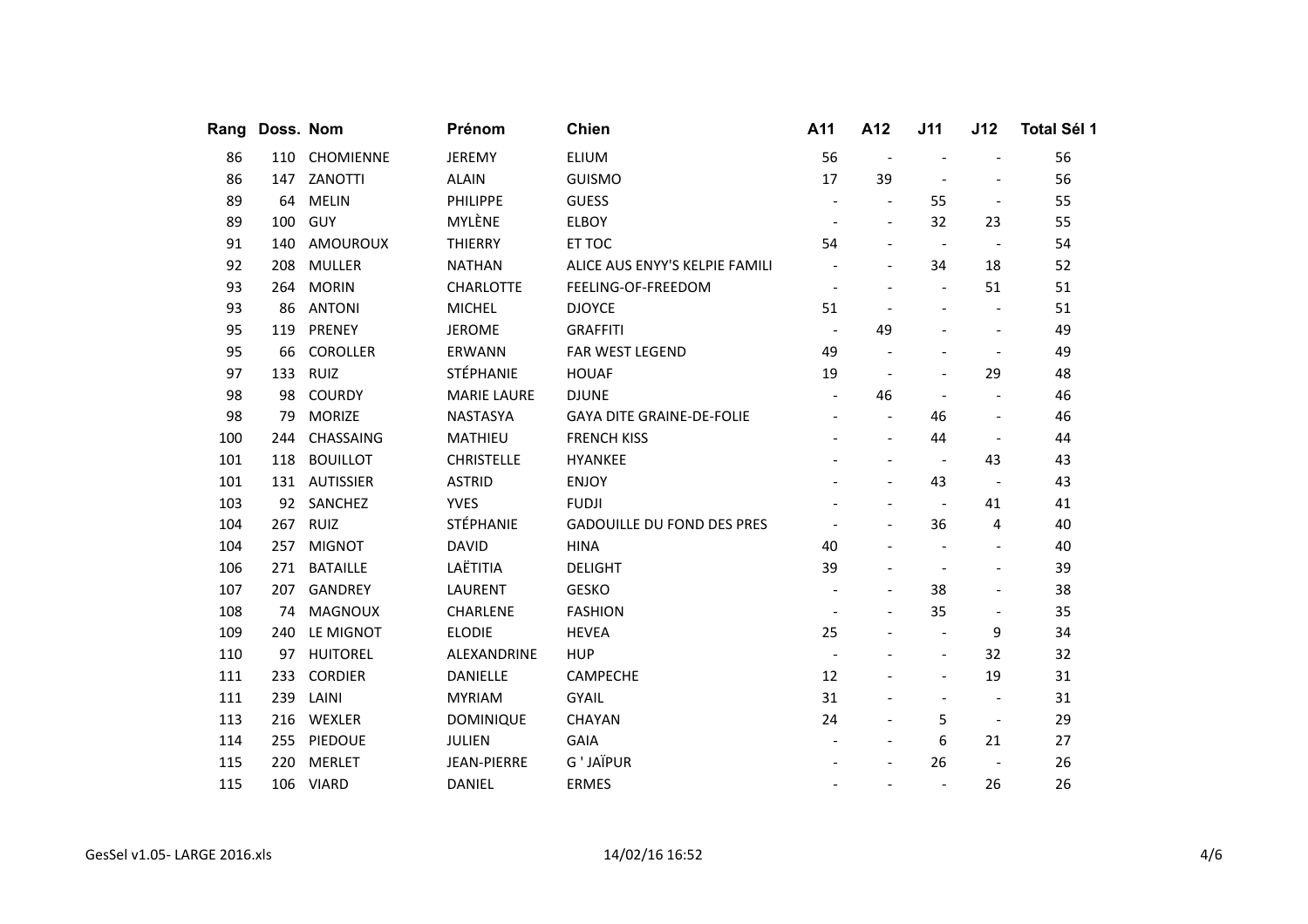| Rang | Doss. | Nom | Prénom | Chien | A11 | A12 | J11 | J12 | Total Sél 1 |
|---|---|---|---|---|---|---|---|---|---|
| 86 | 110 | CHOMIENNE | JEREMY | ELIUM | 56 | - | - | - | 56 |
| 86 | 147 | ZANOTTI | ALAIN | GUISMO | 17 | 39 | - | - | 56 |
| 89 | 64 | MELIN | PHILIPPE | GUESS | - | - | 55 | - | 55 |
| 89 | 100 | GUY | MYLÈNE | ELBOY | - | - | 32 | 23 | 55 |
| 91 | 140 | AMOUROUX | THIERRY | ET TOC | 54 | - | - | - | 54 |
| 92 | 208 | MULLER | NATHAN | ALICE AUS ENYY'S KELPIE FAMILI | - | - | 34 | 18 | 52 |
| 93 | 264 | MORIN | CHARLOTTE | FEELING-OF-FREEDOM | - | - | - | 51 | 51 |
| 93 | 86 | ANTONI | MICHEL | DJOYCE | 51 | - | - | - | 51 |
| 95 | 119 | PRENEY | JEROME | GRAFFITI | - | 49 | - | - | 49 |
| 95 | 66 | COROLLER | ERWANN | FAR WEST LEGEND | 49 | - | - | - | 49 |
| 97 | 133 | RUIZ | STÉPHANIE | HOUAF | 19 | - | - | 29 | 48 |
| 98 | 98 | COURDY | MARIE LAURE | DJUNE | - | 46 | - | - | 46 |
| 98 | 79 | MORIZE | NASTASYA | GAYA DITE GRAINE-DE-FOLIE | - | - | 46 | - | 46 |
| 100 | 244 | CHASSAING | MATHIEU | FRENCH KISS | - | - | 44 | - | 44 |
| 101 | 118 | BOUILLOT | CHRISTELLE | HYANKEE | - | - | - | 43 | 43 |
| 101 | 131 | AUTISSIER | ASTRID | ENJOY | - | - | 43 | - | 43 |
| 103 | 92 | SANCHEZ | YVES | FUDJI | - | - | - | 41 | 41 |
| 104 | 267 | RUIZ | STÉPHANIE | GADOUILLE DU FOND DES PRES | - | - | 36 | 4 | 40 |
| 104 | 257 | MIGNOT | DAVID | HINA | 40 | - | - | - | 40 |
| 106 | 271 | BATAILLE | LAËTITIA | DELIGHT | 39 | - | - | - | 39 |
| 107 | 207 | GANDREY | LAURENT | GESKO | - | - | 38 | - | 38 |
| 108 | 74 | MAGNOUX | CHARLENE | FASHION | - | - | 35 | - | 35 |
| 109 | 240 | LE MIGNOT | ELODIE | HEVEA | 25 | - | - | 9 | 34 |
| 110 | 97 | HUITOREL | ALEXANDRINE | HUP | - | - | - | 32 | 32 |
| 111 | 233 | CORDIER | DANIELLE | CAMPECHE | 12 | - | - | 19 | 31 |
| 111 | 239 | LAINI | MYRIAM | GYAIL | 31 | - | - | - | 31 |
| 113 | 216 | WEXLER | DOMINIQUE | CHAYAN | 24 | - | 5 | - | 29 |
| 114 | 255 | PIEDOUE | JULIEN | GAIA | - | - | 6 | 21 | 27 |
| 115 | 220 | MERLET | JEAN-PIERRE | G ' JAÏPUR | - | - | 26 | - | 26 |
| 115 | 106 | VIARD | DANIEL | ERMES | - | - | - | 26 | 26 |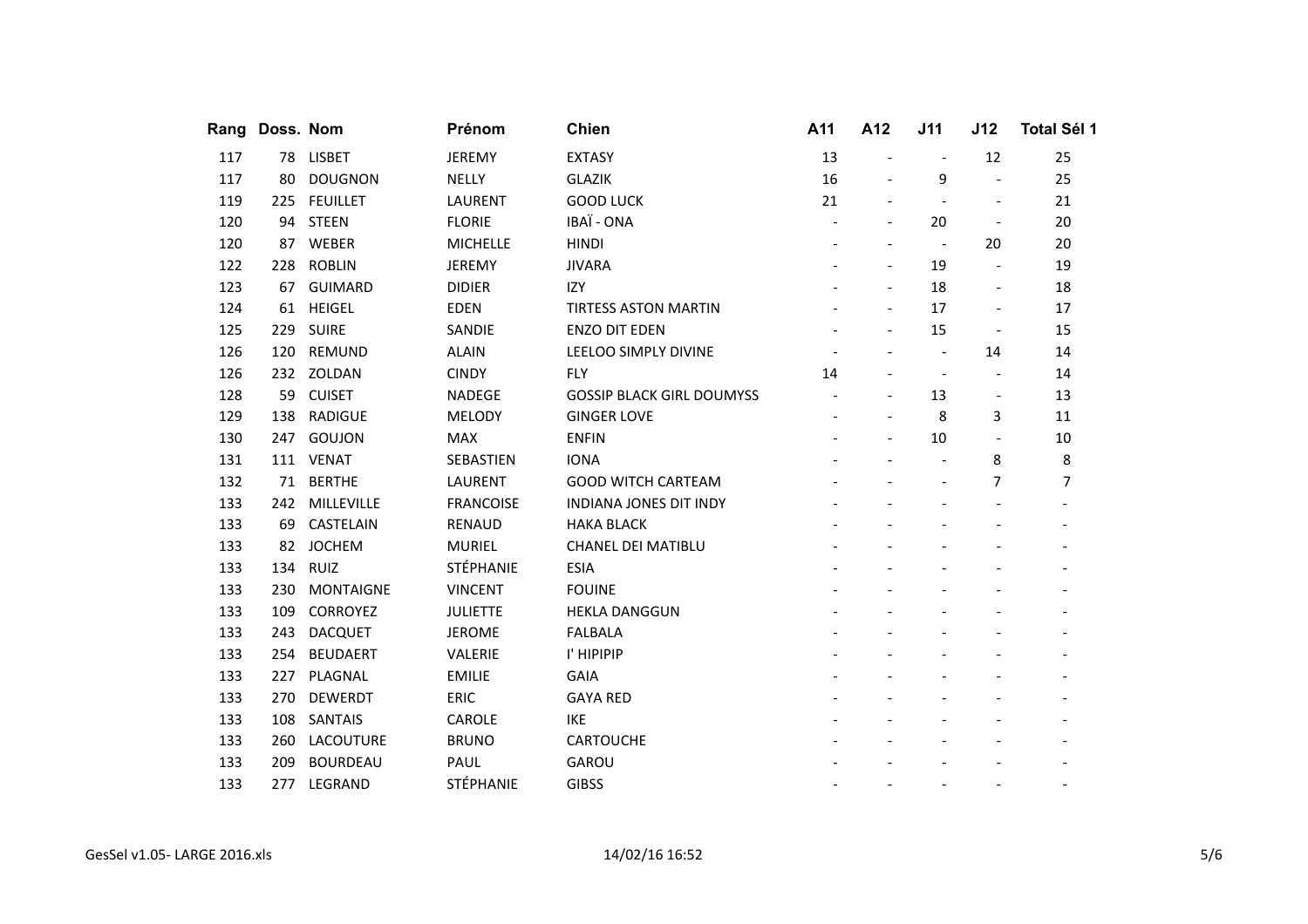| Rang | Doss. | Nom | Prénom | Chien | A11 | A12 | J11 | J12 | Total Sél 1 |
|---|---|---|---|---|---|---|---|---|---|
| 117 | 78 | LISBET | JEREMY | EXTASY | 13 | - | - | 12 | 25 |
| 117 | 80 | DOUGNON | NELLY | GLAZIK | 16 | - | 9 | - | 25 |
| 119 | 225 | FEUILLET | LAURENT | GOOD LUCK | 21 | - | - | - | 21 |
| 120 | 94 | STEEN | FLORIE | IBAÏ - ONA | - | - | 20 | - | 20 |
| 120 | 87 | WEBER | MICHELLE | HINDI | - | - | - | 20 | 20 |
| 122 | 228 | ROBLIN | JEREMY | JIVARA | - | - | 19 | - | 19 |
| 123 | 67 | GUIMARD | DIDIER | IZY | - | - | 18 | - | 18 |
| 124 | 61 | HEIGEL | EDEN | TIRTESS ASTON MARTIN | - | - | 17 | - | 17 |
| 125 | 229 | SUIRE | SANDIE | ENZO DIT EDEN | - | - | 15 | - | 15 |
| 126 | 120 | REMUND | ALAIN | LEELOO SIMPLY DIVINE | - | - | - | 14 | 14 |
| 126 | 232 | ZOLDAN | CINDY | FLY | 14 | - | - | - | 14 |
| 128 | 59 | CUISET | NADEGE | GOSSIP BLACK GIRL DOUMYSS | - | - | 13 | - | 13 |
| 129 | 138 | RADIGUE | MELODY | GINGER LOVE | - | - | 8 | 3 | 11 |
| 130 | 247 | GOUJON | MAX | ENFIN | - | - | 10 | - | 10 |
| 131 | 111 | VENAT | SEBASTIEN | IONA | - | - | - | 8 | 8 |
| 132 | 71 | BERTHE | LAURENT | GOOD WITCH CARTEAM | - | - | - | 7 | 7 |
| 133 | 242 | MILLEVILLE | FRANCOISE | INDIANA JONES DIT INDY | - | - | - | - | - |
| 133 | 69 | CASTELAIN | RENAUD | HAKA BLACK | - | - | - | - | - |
| 133 | 82 | JOCHEM | MURIEL | CHANEL DEI MATIBLU | - | - | - | - | - |
| 133 | 134 | RUIZ | STÉPHANIE | ESIA | - | - | - | - | - |
| 133 | 230 | MONTAIGNE | VINCENT | FOUINE | - | - | - | - | - |
| 133 | 109 | CORROYEZ | JULIETTE | HEKLA DANGGUN | - | - | - | - | - |
| 133 | 243 | DACQUET | JEROME | FALBALA | - | - | - | - | - |
| 133 | 254 | BEUDAERT | VALERIE | I' HIPIPIP | - | - | - | - | - |
| 133 | 227 | PLAGNAL | EMILIE | GAIA | - | - | - | - | - |
| 133 | 270 | DEWERDT | ERIC | GAYA RED | - | - | - | - | - |
| 133 | 108 | SANTAIS | CAROLE | IKE | - | - | - | - | - |
| 133 | 260 | LACOUTURE | BRUNO | CARTOUCHE | - | - | - | - | - |
| 133 | 209 | BOURDEAU | PAUL | GAROU | - | - | - | - | - |
| 133 | 277 | LEGRAND | STÉPHANIE | GIBSS | - | - | - | - | - |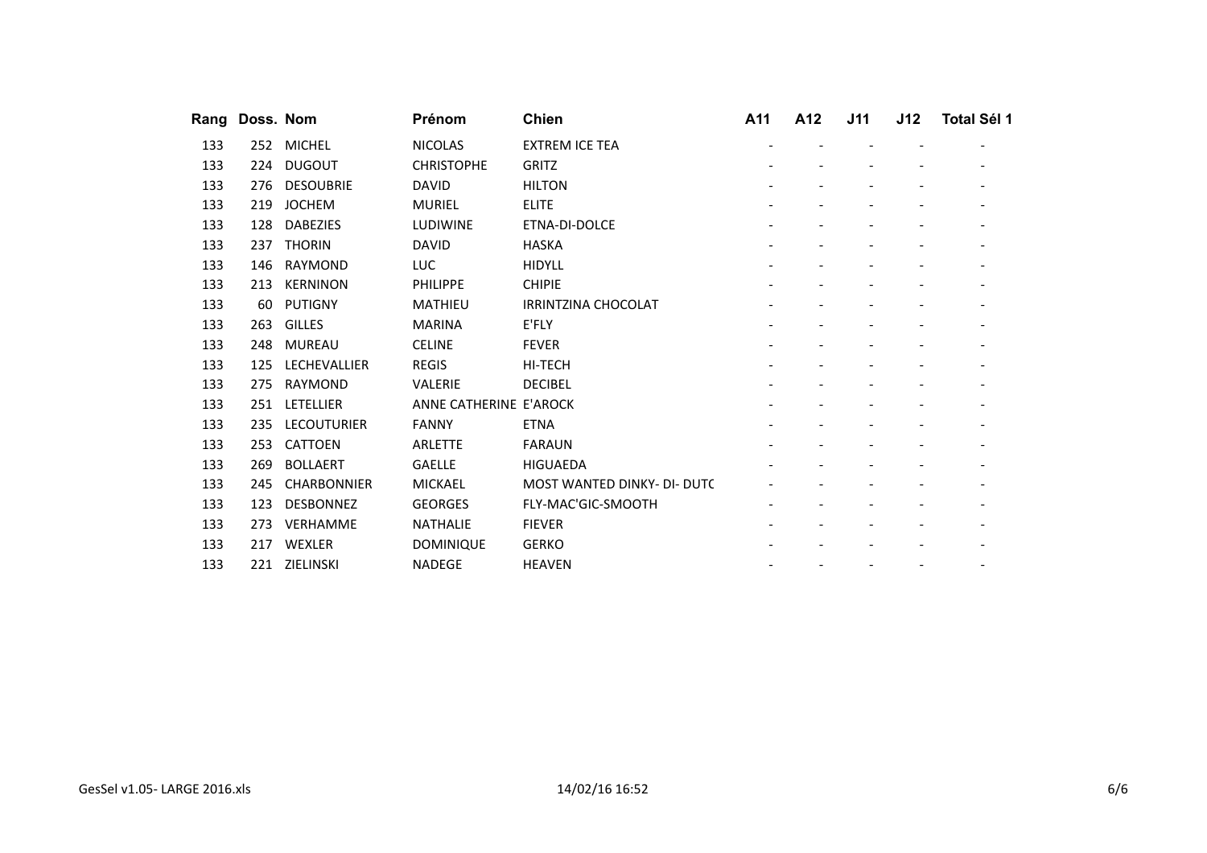| Rang | Doss. | Nom | Prénom | Chien | A11 | A12 | J11 | J12 | Total Sél 1 |
|---|---|---|---|---|---|---|---|---|---|
| 133 | 252 | MICHEL | NICOLAS | EXTREM ICE TEA | - | - | - | - | - |
| 133 | 224 | DUGOUT | CHRISTOPHE | GRITZ | - | - | - | - | - |
| 133 | 276 | DESOUBRIE | DAVID | HILTON | - | - | - | - | - |
| 133 | 219 | JOCHEM | MURIEL | ELITE | - | - | - | - | - |
| 133 | 128 | DABEZIES | LUDIWINE | ETNA-DI-DOLCE | - | - | - | - | - |
| 133 | 237 | THORIN | DAVID | HASKA | - | - | - | - | - |
| 133 | 146 | RAYMOND | LUC | HIDYLL | - | - | - | - | - |
| 133 | 213 | KERNINON | PHILIPPE | CHIPIE | - | - | - | - | - |
| 133 | 60 | PUTIGNY | MATHIEU | IRRINTZINA CHOCOLAT | - | - | - | - | - |
| 133 | 263 | GILLES | MARINA | E'FLY | - | - | - | - | - |
| 133 | 248 | MUREAU | CELINE | FEVER | - | - | - | - | - |
| 133 | 125 | LECHEVALLIER | REGIS | HI-TECH | - | - | - | - | - |
| 133 | 275 | RAYMOND | VALERIE | DECIBEL | - | - | - | - | - |
| 133 | 251 | LETELLIER | ANNE CATHERINE | E'AROCK | - | - | - | - | - |
| 133 | 235 | LECOUTURIER | FANNY | ETNA | - | - | - | - | - |
| 133 | 253 | CATTOEN | ARLETTE | FARAUN | - | - | - | - | - |
| 133 | 269 | BOLLAERT | GAELLE | HIGUAEDA | - | - | - | - | - |
| 133 | 245 | CHARBONNIER | MICKAEL | MOST WANTED DINKY- DI- DUTC | - | - | - | - | - |
| 133 | 123 | DESBONNEZ | GEORGES | FLY-MAC'GIC-SMOOTH | - | - | - | - | - |
| 133 | 273 | VERHAMME | NATHALIE | FIEVER | - | - | - | - | - |
| 133 | 217 | WEXLER | DOMINIQUE | GERKO | - | - | - | - | - |
| 133 | 221 | ZIELINSKI | NADEGE | HEAVEN | - | - | - | - | - |

GesSel v1.05- LARGE 2016.xls 14/02/16 16:52